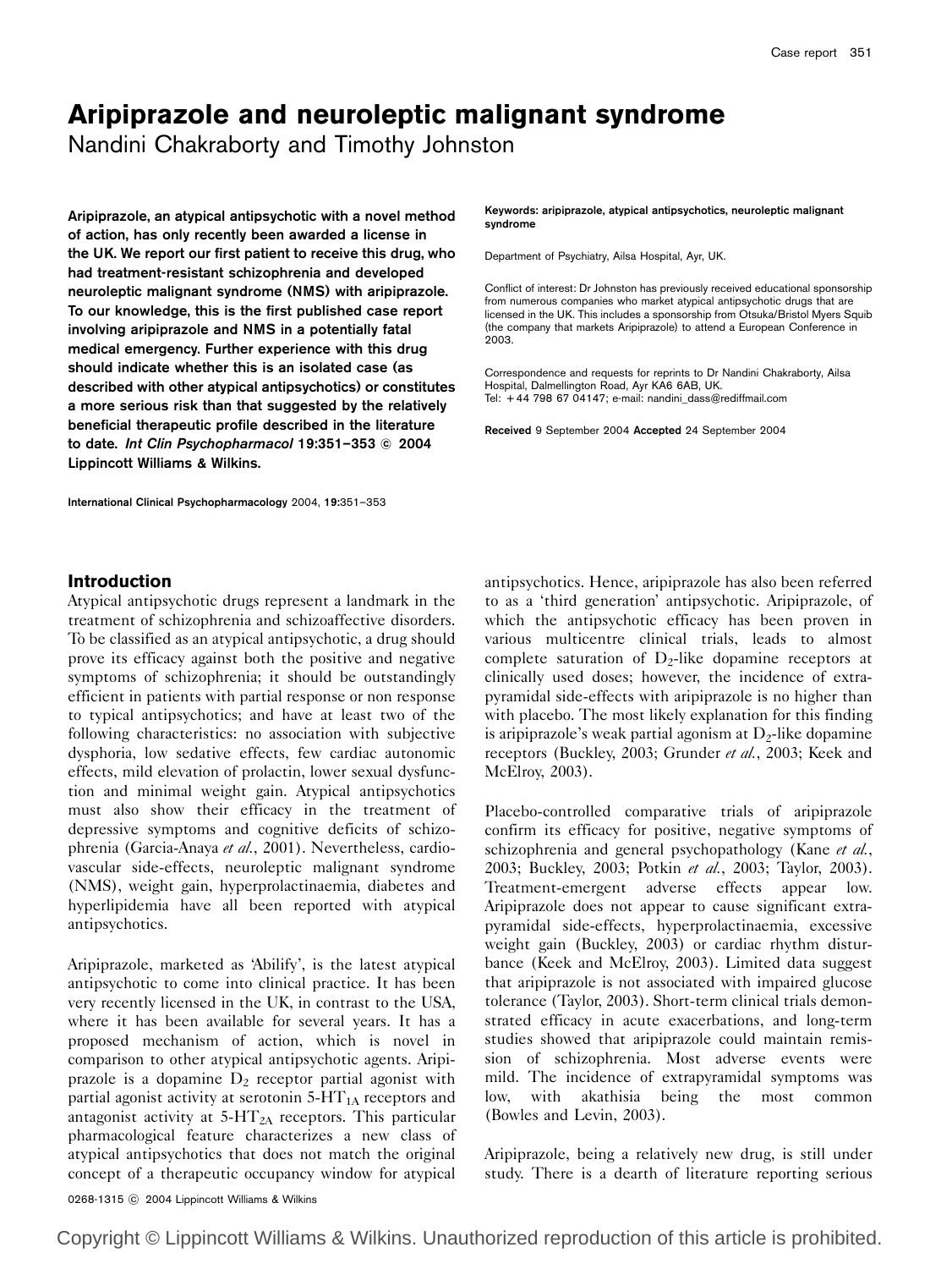# Aripiprazole and neuroleptic malignant syndrome

Nandini Chakraborty and Timothy Johnston

**Aripiprazole, an atypical antipsychotic with a novel method of action, has only recently been awarded a license in the UK. We report our first patient to receive this drug, who had treatment-resistant schizophrenia and developed neuroleptic malignant syndrome (NMS) with aripiprazole. To our knowledge, this is the first published case report involving aripiprazole and NMS in a potentially fatal medical emergency. Further experience with this drug should indicate whether this is an isolated case (as described with other atypical antipsychotics) or constitutes a more serious risk than that suggested by the relatively beneficial therapeutic profile described in the literature to date. *Int Clin Psychopharmacol* 19:351–353 © 2004 Lippincott Williams & Wilkins.**

International Clinical Psychopharmacology 2004, **19**:351–353

**Keywords: aripiprazole, atypical antipsychotics, neuroleptic malignant syndrome**

Department of Psychiatry, Ailsa Hospital, Ayr, UK.

Conflict of interest: Dr Johnston has previously received educational sponsorship from numerous companies who market atypical antipsychotic drugs that are licensed in the UK. This includes a sponsorship from Otsuka/Bristol Myers Squib (the company that markets Aripiprazole) to attend a European Conference in 2003.

Correspondence and requests for reprints to Dr Nandini Chakraborty, Ailsa Hospital, Dalmellington Road, Ayr KA6 6AB, UK.
Tel: +44 798 67 04147; e-mail: nandini_dass@rediffmail.com

**Received** 9 September 2004 **Accepted** 24 September 2004

## Introduction

Atypical antipsychotic drugs represent a landmark in the treatment of schizophrenia and schizoaffective disorders. To be classified as an atypical antipsychotic, a drug should prove its efficacy against both the positive and negative symptoms of schizophrenia; it should be outstandingly efficient in patients with partial response or non response to typical antipsychotics; and have at least two of the following characteristics: no association with subjective dysphoria, low sedative effects, few cardiac autonomic effects, mild elevation of prolactin, lower sexual dysfunction and minimal weight gain. Atypical antipsychotics must also show their efficacy in the treatment of depressive symptoms and cognitive deficits of schizophrenia (Garcia-Anaya *et al.*, 2001). Nevertheless, cardiovascular side-effects, neuroleptic malignant syndrome (NMS), weight gain, hyperprolactinaemia, diabetes and hyperlipidemia have all been reported with atypical antipsychotics.

Aripiprazole, marketed as 'Abilify', is the latest atypical antipsychotic to come into clinical practice. It has been very recently licensed in the UK, in contrast to the USA, where it has been available for several years. It has a proposed mechanism of action, which is novel in comparison to other atypical antipsychotic agents. Aripiprazole is a dopamine $D_2$ receptor partial agonist with partial agonist activity at serotonin $5\text{-}HT_{1A}$ receptors and antagonist activity at $5\text{-}HT_{2A}$ receptors. This particular pharmacological feature characterizes a new class of atypical antipsychotics that does not match the original concept of a therapeutic occupancy window for atypical antipsychotics. Hence, aripiprazole has also been referred to as a 'third generation' antipsychotic. Aripiprazole, of which the antipsychotic efficacy has been proven in various multicentre clinical trials, leads to almost complete saturation of $D_2$-like dopamine receptors at clinically used doses; however, the incidence of extrapyramidal side-effects with aripiprazole is no higher than with placebo. The most likely explanation for this finding is aripiprazole's weak partial agonism at $D_2$-like dopamine receptors (Buckley, 2003; Grunder *et al.*, 2003; Keek and McElroy, 2003).

Placebo-controlled comparative trials of aripiprazole confirm its efficacy for positive, negative symptoms of schizophrenia and general psychopathology (Kane *et al.*, 2003; Buckley, 2003; Potkin *et al.*, 2003; Taylor, 2003). Treatment-emergent adverse effects appear low. Aripiprazole does not appear to cause significant extrapyramidal side-effects, hyperprolactinaemia, excessive weight gain (Buckley, 2003) or cardiac rhythm disturbance (Keek and McElroy, 2003). Limited data suggest that aripiprazole is not associated with impaired glucose tolerance (Taylor, 2003). Short-term clinical trials demonstrated efficacy in acute exacerbations, and long-term studies showed that aripiprazole could maintain remission of schizophrenia. Most adverse events were mild. The incidence of extrapyramidal symptoms was low, with akathisia being the most common (Bowles and Levin, 2003).

Aripiprazole, being a relatively new drug, is still under study. There is a dearth of literature reporting serious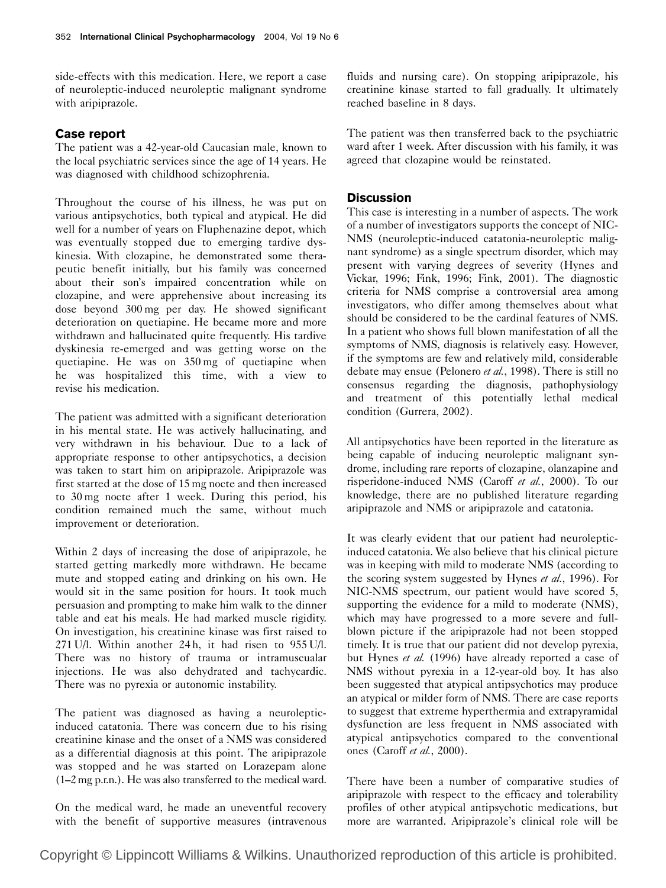side-effects with this medication. Here, we report a case of neuroleptic-induced neuroleptic malignant syndrome with aripiprazole.

## Case report

The patient was a 42-year-old Caucasian male, known to the local psychiatric services since the age of 14 years. He was diagnosed with childhood schizophrenia.

Throughout the course of his illness, he was put on various antipsychotics, both typical and atypical. He did well for a number of years on Fluphenazine depot, which was eventually stopped due to emerging tardive dyskinesia. With clozapine, he demonstrated some therapeutic benefit initially, but his family was concerned about their son's impaired concentration while on clozapine, and were apprehensive about increasing its dose beyond 300 mg per day. He showed significant deterioration on quetiapine. He became more and more withdrawn and hallucinated quite frequently. His tardive dyskinesia re-emerged and was getting worse on the quetiapine. He was on 350 mg of quetiapine when he was hospitalized this time, with a view to revise his medication.

The patient was admitted with a significant deterioration in his mental state. He was actively hallucinating, and very withdrawn in his behaviour. Due to a lack of appropriate response to other antipsychotics, a decision was taken to start him on aripiprazole. Aripiprazole was first started at the dose of 15 mg nocte and then increased to 30 mg nocte after 1 week. During this period, his condition remained much the same, without much improvement or deterioration.

Within 2 days of increasing the dose of aripiprazole, he started getting markedly more withdrawn. He became mute and stopped eating and drinking on his own. He would sit in the same position for hours. It took much persuasion and prompting to make him walk to the dinner table and eat his meals. He had marked muscle rigidity. On investigation, his creatinine kinase was first raised to 271 U/l. Within another 24 h, it had risen to 955 U/l. There was no history of trauma or intramuscualar injections. He was also dehydrated and tachycardic. There was no pyrexia or autonomic instability.

The patient was diagnosed as having a neuroleptic-induced catatonia. There was concern due to his rising creatinine kinase and the onset of a NMS was considered as a differential diagnosis at this point. The aripiprazole was stopped and he was started on Lorazepam alone (1–2 mg p.r.n.). He was also transferred to the medical ward.

On the medical ward, he made an uneventful recovery with the benefit of supportive measures (intravenous fluids and nursing care). On stopping aripiprazole, his creatinine kinase started to fall gradually. It ultimately reached baseline in 8 days.

The patient was then transferred back to the psychiatric ward after 1 week. After discussion with his family, it was agreed that clozapine would be reinstated.

## Discussion

This case is interesting in a number of aspects. The work of a number of investigators supports the concept of NIC-NMS (neuroleptic-induced catatonia-neuroleptic malignant syndrome) as a single spectrum disorder, which may present with varying degrees of severity (Hynes and Vickar, 1996; Fink, 1996; Fink, 2001). The diagnostic criteria for NMS comprise a controversial area among investigators, who differ among themselves about what should be considered to be the cardinal features of NMS. In a patient who shows full blown manifestation of all the symptoms of NMS, diagnosis is relatively easy. However, if the symptoms are few and relatively mild, considerable debate may ensue (Pelonero *et al.*, 1998). There is still no consensus regarding the diagnosis, pathophysiology and treatment of this potentially lethal medical condition (Gurrera, 2002).

All antipsychotics have been reported in the literature as being capable of inducing neuroleptic malignant syndrome, including rare reports of clozapine, olanzapine and risperidone-induced NMS (Caroff *et al.*, 2000). To our knowledge, there are no published literature regarding aripiprazole and NMS or aripiprazole and catatonia.

It was clearly evident that our patient had neuroleptic-induced catatonia. We also believe that his clinical picture was in keeping with mild to moderate NMS (according to the scoring system suggested by Hynes *et al.*, 1996). For NIC-NMS spectrum, our patient would have scored 5, supporting the evidence for a mild to moderate (NMS), which may have progressed to a more severe and full-blown picture if the aripiprazole had not been stopped timely. It is true that our patient did not develop pyrexia, but Hynes *et al.* (1996) have already reported a case of NMS without pyrexia in a 12-year-old boy. It has also been suggested that atypical antipsychotics may produce an atypical or milder form of NMS. There are case reports to suggest that extreme hyperthermia and extrapyramidal dysfunction are less frequent in NMS associated with atypical antipsychotics compared to the conventional ones (Caroff *et al.*, 2000).

There have been a number of comparative studies of aripiprazole with respect to the efficacy and tolerability profiles of other atypical antipsychotic medications, but more are warranted. Aripiprazole's clinical role will be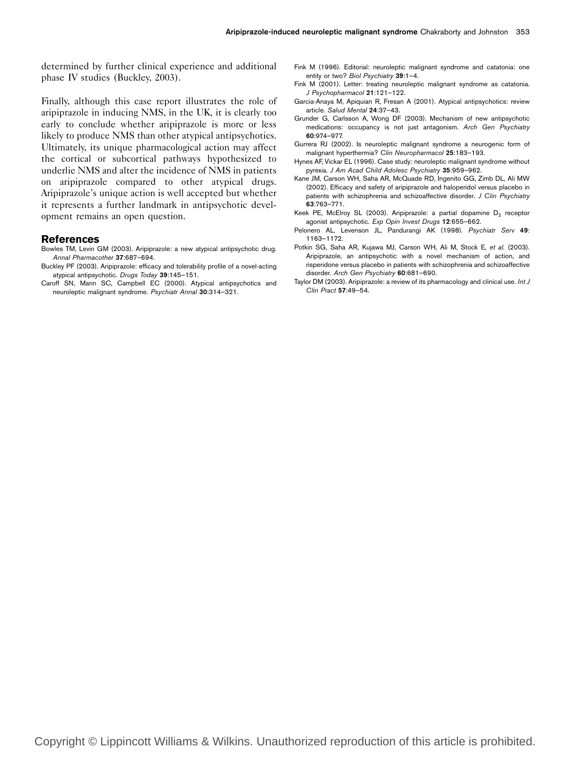determined by further clinical experience and additional phase IV studies (Buckley, 2003).

Finally, although this case report illustrates the role of aripiprazole in inducing NMS, in the UK, it is clearly too early to conclude whether aripiprazole is more or less likely to produce NMS than other atypical antipsychotics. Ultimately, its unique pharmacological action may affect the cortical or subcortical pathways hypothesized to underlie NMS and alter the incidence of NMS in patients on aripiprazole compared to other atypical drugs. Aripiprazole's unique action is well accepted but whether it represents a further landmark in antipsychotic development remains an open question.

## References

Bowles TM, Levin GM (2003). Aripiprazole: a new atypical antipsychotic drug. *Annal Pharmacother* **37**:687–694.

Buckley PF (2003). Aripiprazole: efficacy and tolerability profile of a novel-acting atypical antipsychotic. *Drugs Today* **39**:145–151.

Caroff SN, Mann SC, Campbell EC (2000). Atypical antipsychotics and neuroleptic malignant syndrome. *Psychiatr Annal* **30**:314–321.

Fink M (1996). Editorial: neuroleptic malignant syndrome and catatonia: one entity or two? *Biol Psychiatry* **39**:1–4.

Fink M (2001). Letter: treating neuroleptic malignant syndrome as catatonia. *J Psychopharmacol* **21**:121–122.

Garcia-Anaya M, Apiquian R, Fresan A (2001). Atypical antipsychotics: review article. *Salud Mental* **24**:37–43.

Grunder G, Carlsson A, Wong DF (2003). Mechanism of new antipsychotic medications: occupancy is not just antagonism. *Arch Gen Psychiatry* **60**:974–977.

Gurrera RJ (2002). Is neuroleptic malignant syndrome a neurogenic form of malignant hyperthermia? *Clin Neuropharmacol* **25**:183–193.

Hynes AF, Vickar EL (1996). Case study: neuroleptic malignant syndrome without pyrexia. *J Am Acad Child Adolesc Psychiatry* **35**:959–962.

Kane JM, Carson WH, Saha AR, McQuade RD, Ingenito GG, Zimb DL, Ali MW (2002). Efficacy and safety of aripiprazole and haloperidol versus placebo in patients with schizophrenia and schizoaffective disorder. *J Clin Psychiatry* **63**:763–771.

Keek PE, McElroy SL (2003). Aripiprazole: a partial dopamine $D_2$ receptor agonist antipsychotic. *Exp Opin Invest Drugs* **12**:655–662.

Pelonero AL, Levenson JL, Pandurangi AK (1998). *Psychiatr Serv* **49**: 1163–1172.

Potkin SG, Saha AR, Kujawa MJ, Carson WH, Ali M, Stock E, *et al.* (2003). Aripiprazole, an antipsychotic with a novel mechanism of action, and risperidone versus placebo in patients with schizophrenia and schizoaffective disorder. *Arch Gen Psychiatry* **60**:681–690.

Taylor DM (2003). Aripiprazole: a review of its pharmacology and clinical use. *Int J Clin Pract* **57**:49–54.